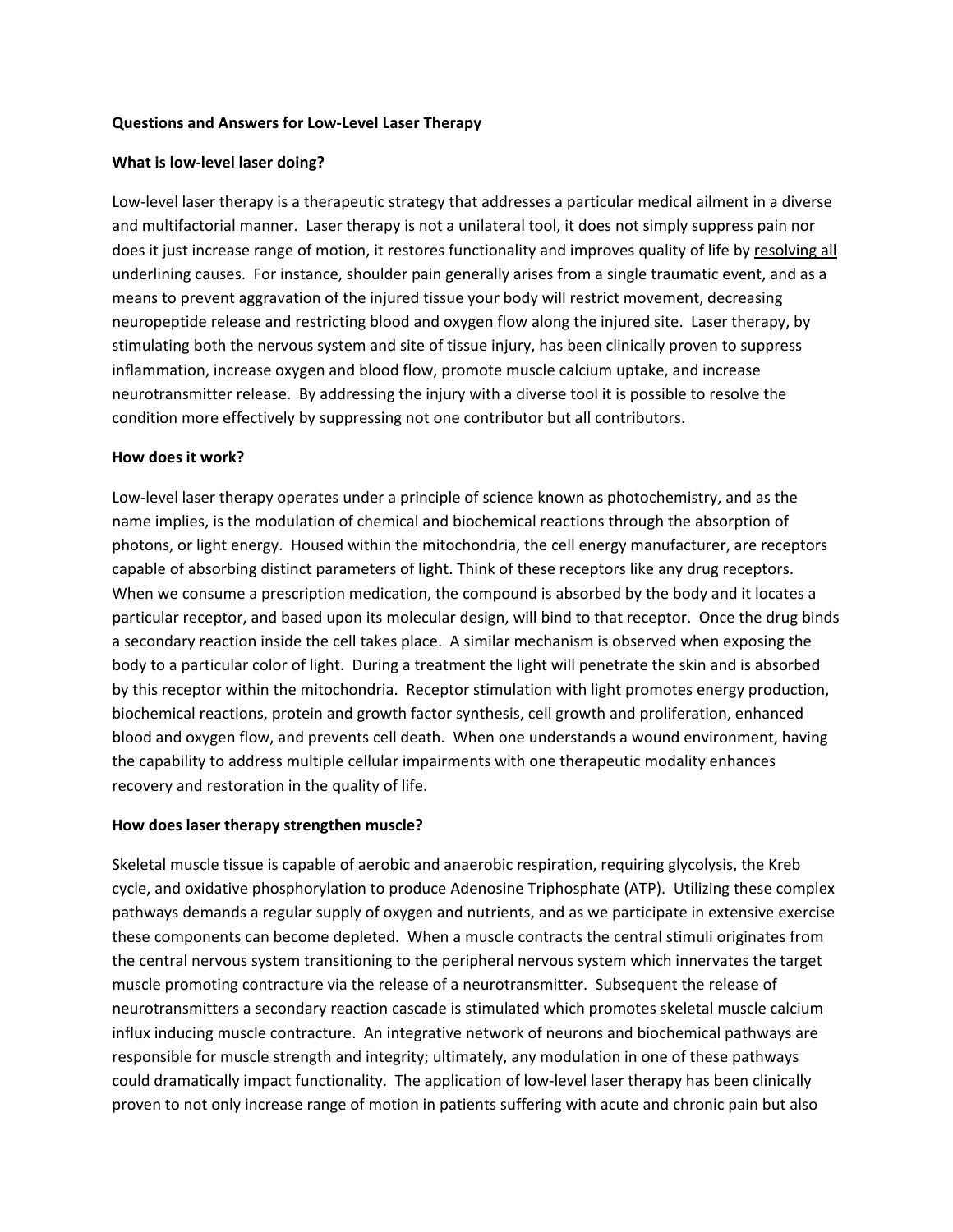**Questions and Answers for Low-Level Laser Therapy**

**What is low-level laser doing?**

Low-level laser therapy is a therapeutic strategy that addresses a particular medical ailment in a diverse and multifactorial manner. Laser therapy is not a unilateral tool, it does not simply suppress pain nor does it just increase range of motion, it restores functionality and improves quality of life by resolving all underlining causes. For instance, shoulder pain generally arises from a single traumatic event, and as a means to prevent aggravation of the injured tissue your body will restrict movement, decreasing neuropeptide release and restricting blood and oxygen flow along the injured site. Laser therapy, by stimulating both the nervous system and site of tissue injury, has been clinically proven to suppress inflammation, increase oxygen and blood flow, promote muscle calcium uptake, and increase neurotransmitter release. By addressing the injury with a diverse tool it is possible to resolve the condition more effectively by suppressing not one contributor but all contributors.

**How does it work?**

Low-level laser therapy operates under a principle of science known as photochemistry, and as the name implies, is the modulation of chemical and biochemical reactions through the absorption of photons, or light energy. Housed within the mitochondria, the cell energy manufacturer, are receptors capable of absorbing distinct parameters of light. Think of these receptors like any drug receptors. When we consume a prescription medication, the compound is absorbed by the body and it locates a particular receptor, and based upon its molecular design, will bind to that receptor. Once the drug binds a secondary reaction inside the cell takes place. A similar mechanism is observed when exposing the body to a particular color of light. During a treatment the light will penetrate the skin and is absorbed by this receptor within the mitochondria. Receptor stimulation with light promotes energy production, biochemical reactions, protein and growth factor synthesis, cell growth and proliferation, enhanced blood and oxygen flow, and prevents cell death. When one understands a wound environment, having the capability to address multiple cellular impairments with one therapeutic modality enhances recovery and restoration in the quality of life.

**How does laser therapy strengthen muscle?**

Skeletal muscle tissue is capable of aerobic and anaerobic respiration, requiring glycolysis, the Kreb cycle, and oxidative phosphorylation to produce Adenosine Triphosphate (ATP). Utilizing these complex pathways demands a regular supply of oxygen and nutrients, and as we participate in extensive exercise these components can become depleted. When a muscle contracts the central stimuli originates from the central nervous system transitioning to the peripheral nervous system which innervates the target muscle promoting contracture via the release of a neurotransmitter. Subsequent the release of neurotransmitters a secondary reaction cascade is stimulated which promotes skeletal muscle calcium influx inducing muscle contracture. An integrative network of neurons and biochemical pathways are responsible for muscle strength and integrity; ultimately, any modulation in one of these pathways could dramatically impact functionality. The application of low-level laser therapy has been clinically proven to not only increase range of motion in patients suffering with acute and chronic pain but also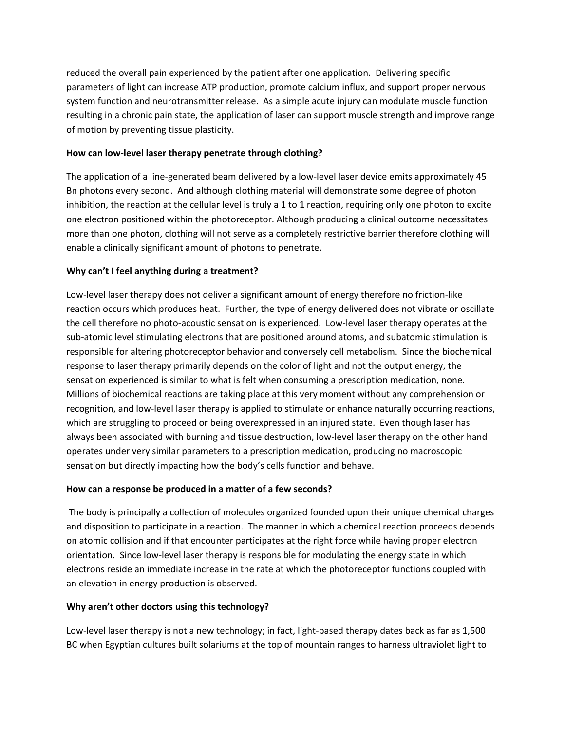reduced the overall pain experienced by the patient after one application. Delivering specific parameters of light can increase ATP production, promote calcium influx, and support proper nervous system function and neurotransmitter release. As a simple acute injury can modulate muscle function resulting in a chronic pain state, the application of laser can support muscle strength and improve range of motion by preventing tissue plasticity.

**How can low-level laser therapy penetrate through clothing?**

The application of a line-generated beam delivered by a low-level laser device emits approximately 45 Bn photons every second. And although clothing material will demonstrate some degree of photon inhibition, the reaction at the cellular level is truly a 1 to 1 reaction, requiring only one photon to excite one electron positioned within the photoreceptor. Although producing a clinical outcome necessitates more than one photon, clothing will not serve as a completely restrictive barrier therefore clothing will enable a clinically significant amount of photons to penetrate.

**Why can't I feel anything during a treatment?**

Low-level laser therapy does not deliver a significant amount of energy therefore no friction-like reaction occurs which produces heat. Further, the type of energy delivered does not vibrate or oscillate the cell therefore no photo-acoustic sensation is experienced. Low-level laser therapy operates at the sub-atomic level stimulating electrons that are positioned around atoms, and subatomic stimulation is responsible for altering photoreceptor behavior and conversely cell metabolism. Since the biochemical response to laser therapy primarily depends on the color of light and not the output energy, the sensation experienced is similar to what is felt when consuming a prescription medication, none. Millions of biochemical reactions are taking place at this very moment without any comprehension or recognition, and low-level laser therapy is applied to stimulate or enhance naturally occurring reactions, which are struggling to proceed or being overexpressed in an injured state. Even though laser has always been associated with burning and tissue destruction, low-level laser therapy on the other hand operates under very similar parameters to a prescription medication, producing no macroscopic sensation but directly impacting how the body's cells function and behave.

**How can a response be produced in a matter of a few seconds?**

The body is principally a collection of molecules organized founded upon their unique chemical charges and disposition to participate in a reaction. The manner in which a chemical reaction proceeds depends on atomic collision and if that encounter participates at the right force while having proper electron orientation. Since low-level laser therapy is responsible for modulating the energy state in which electrons reside an immediate increase in the rate at which the photoreceptor functions coupled with an elevation in energy production is observed.

**Why aren't other doctors using this technology?**

Low-level laser therapy is not a new technology; in fact, light-based therapy dates back as far as 1,500 BC when Egyptian cultures built solariums at the top of mountain ranges to harness ultraviolet light to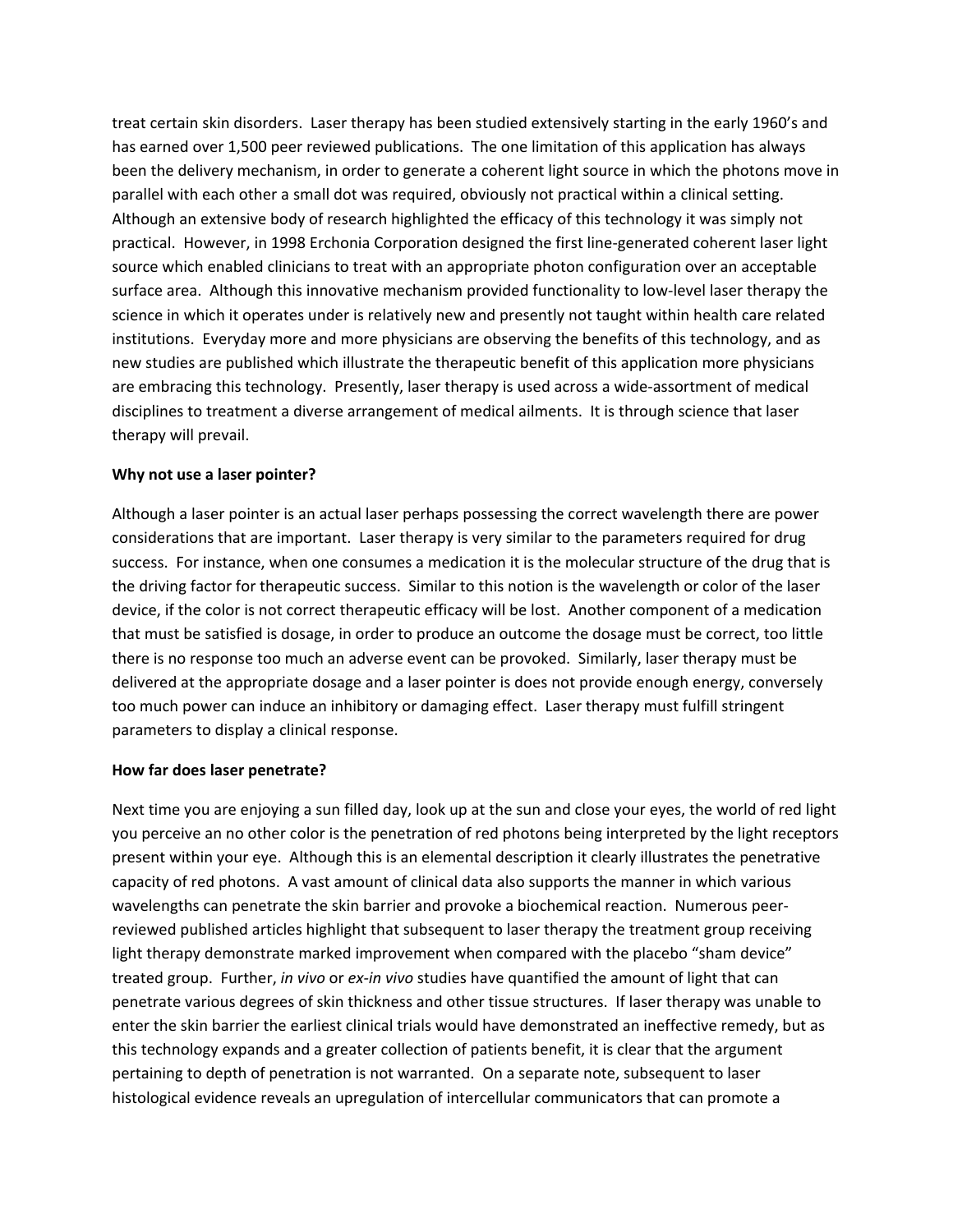treat certain skin disorders. Laser therapy has been studied extensively starting in the early 1960's and has earned over 1,500 peer reviewed publications. The one limitation of this application has always been the delivery mechanism, in order to generate a coherent light source in which the photons move in parallel with each other a small dot was required, obviously not practical within a clinical setting. Although an extensive body of research highlighted the efficacy of this technology it was simply not practical. However, in 1998 Erchonia Corporation designed the first line-generated coherent laser light source which enabled clinicians to treat with an appropriate photon configuration over an acceptable surface area. Although this innovative mechanism provided functionality to low-level laser therapy the science in which it operates under is relatively new and presently not taught within health care related institutions. Everyday more and more physicians are observing the benefits of this technology, and as new studies are published which illustrate the therapeutic benefit of this application more physicians are embracing this technology. Presently, laser therapy is used across a wide-assortment of medical disciplines to treatment a diverse arrangement of medical ailments. It is through science that laser therapy will prevail.

**Why not use a laser pointer?**

Although a laser pointer is an actual laser perhaps possessing the correct wavelength there are power considerations that are important. Laser therapy is very similar to the parameters required for drug success. For instance, when one consumes a medication it is the molecular structure of the drug that is the driving factor for therapeutic success. Similar to this notion is the wavelength or color of the laser device, if the color is not correct therapeutic efficacy will be lost. Another component of a medication that must be satisfied is dosage, in order to produce an outcome the dosage must be correct, too little there is no response too much an adverse event can be provoked. Similarly, laser therapy must be delivered at the appropriate dosage and a laser pointer is does not provide enough energy, conversely too much power can induce an inhibitory or damaging effect. Laser therapy must fulfill stringent parameters to display a clinical response.

**How far does laser penetrate?**

Next time you are enjoying a sun filled day, look up at the sun and close your eyes, the world of red light you perceive an no other color is the penetration of red photons being interpreted by the light receptors present within your eye. Although this is an elemental description it clearly illustrates the penetrative capacity of red photons. A vast amount of clinical data also supports the manner in which various wavelengths can penetrate the skin barrier and provoke a biochemical reaction. Numerous peer-reviewed published articles highlight that subsequent to laser therapy the treatment group receiving light therapy demonstrate marked improvement when compared with the placebo "sham device" treated group. Further, *in vivo* or *ex-in vivo* studies have quantified the amount of light that can penetrate various degrees of skin thickness and other tissue structures. If laser therapy was unable to enter the skin barrier the earliest clinical trials would have demonstrated an ineffective remedy, but as this technology expands and a greater collection of patients benefit, it is clear that the argument pertaining to depth of penetration is not warranted. On a separate note, subsequent to laser histological evidence reveals an upregulation of intercellular communicators that can promote a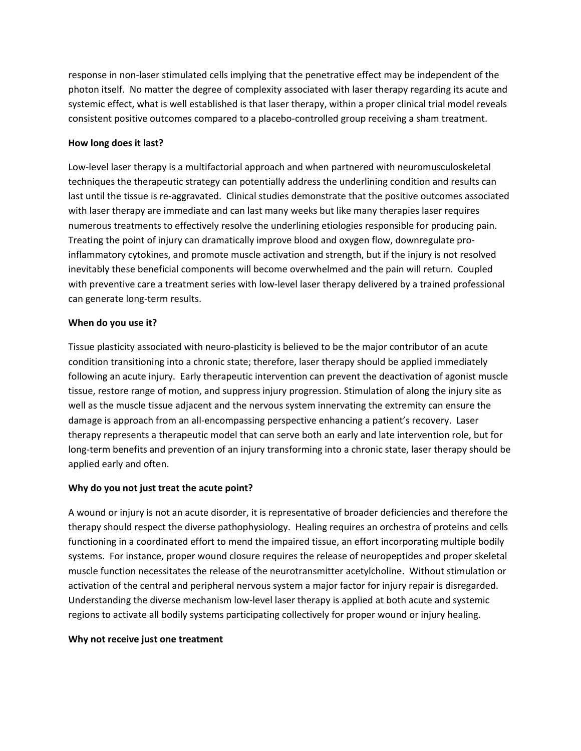response in non-laser stimulated cells implying that the penetrative effect may be independent of the photon itself. No matter the degree of complexity associated with laser therapy regarding its acute and systemic effect, what is well established is that laser therapy, within a proper clinical trial model reveals consistent positive outcomes compared to a placebo-controlled group receiving a sham treatment.

**How long does it last?**

Low-level laser therapy is a multifactorial approach and when partnered with neuromusculoskeletal techniques the therapeutic strategy can potentially address the underlining condition and results can last until the tissue is re-aggravated. Clinical studies demonstrate that the positive outcomes associated with laser therapy are immediate and can last many weeks but like many therapies laser requires numerous treatments to effectively resolve the underlining etiologies responsible for producing pain. Treating the point of injury can dramatically improve blood and oxygen flow, downregulate pro-inflammatory cytokines, and promote muscle activation and strength, but if the injury is not resolved inevitably these beneficial components will become overwhelmed and the pain will return. Coupled with preventive care a treatment series with low-level laser therapy delivered by a trained professional can generate long-term results.

**When do you use it?**

Tissue plasticity associated with neuro-plasticity is believed to be the major contributor of an acute condition transitioning into a chronic state; therefore, laser therapy should be applied immediately following an acute injury. Early therapeutic intervention can prevent the deactivation of agonist muscle tissue, restore range of motion, and suppress injury progression. Stimulation of along the injury site as well as the muscle tissue adjacent and the nervous system innervating the extremity can ensure the damage is approach from an all-encompassing perspective enhancing a patient's recovery. Laser therapy represents a therapeutic model that can serve both an early and late intervention role, but for long-term benefits and prevention of an injury transforming into a chronic state, laser therapy should be applied early and often.

**Why do you not just treat the acute point?**

A wound or injury is not an acute disorder, it is representative of broader deficiencies and therefore the therapy should respect the diverse pathophysiology. Healing requires an orchestra of proteins and cells functioning in a coordinated effort to mend the impaired tissue, an effort incorporating multiple bodily systems. For instance, proper wound closure requires the release of neuropeptides and proper skeletal muscle function necessitates the release of the neurotransmitter acetylcholine. Without stimulation or activation of the central and peripheral nervous system a major factor for injury repair is disregarded. Understanding the diverse mechanism low-level laser therapy is applied at both acute and systemic regions to activate all bodily systems participating collectively for proper wound or injury healing.

**Why not receive just one treatment**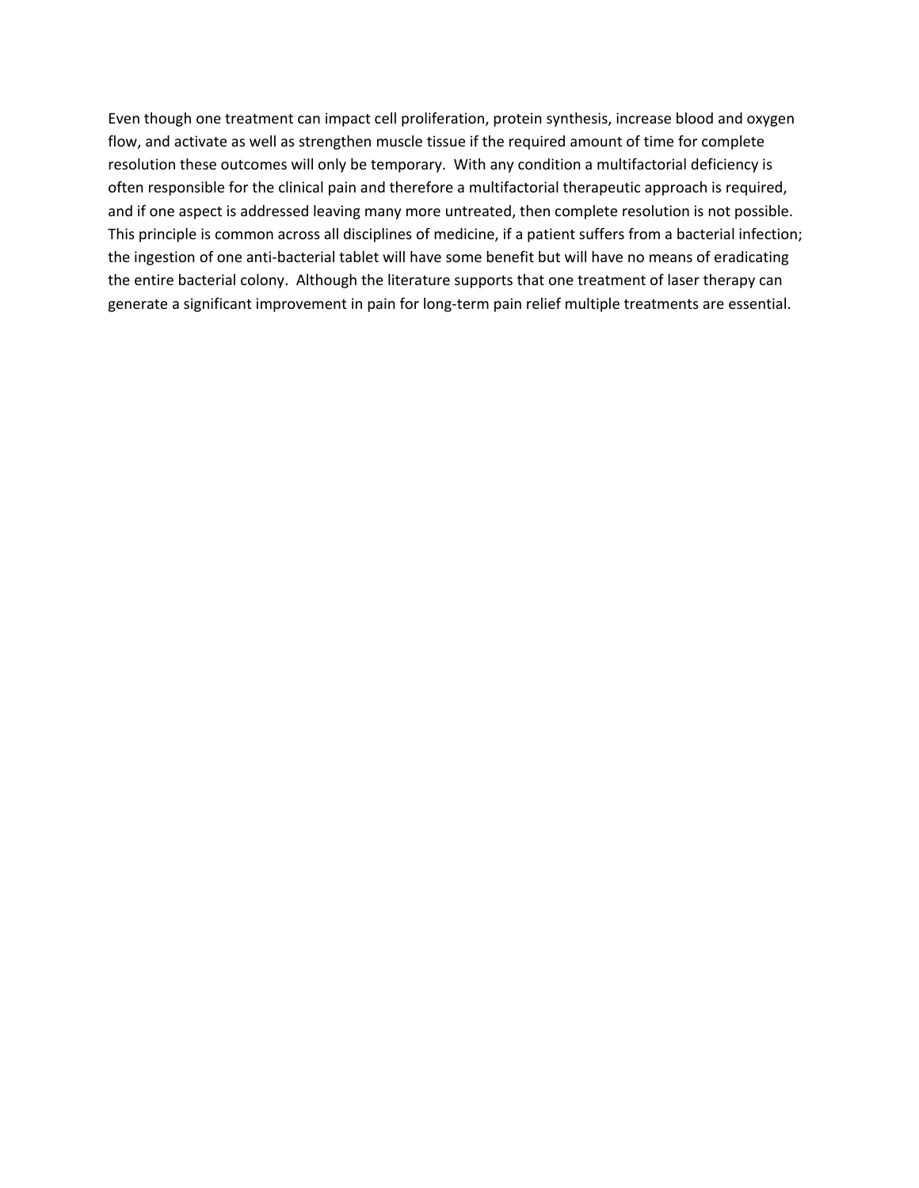Even though one treatment can impact cell proliferation, protein synthesis, increase blood and oxygen flow, and activate as well as strengthen muscle tissue if the required amount of time for complete resolution these outcomes will only be temporary. With any condition a multifactorial deficiency is often responsible for the clinical pain and therefore a multifactorial therapeutic approach is required, and if one aspect is addressed leaving many more untreated, then complete resolution is not possible. This principle is common across all disciplines of medicine, if a patient suffers from a bacterial infection; the ingestion of one anti-bacterial tablet will have some benefit but will have no means of eradicating the entire bacterial colony. Although the literature supports that one treatment of laser therapy can generate a significant improvement in pain for long-term pain relief multiple treatments are essential.